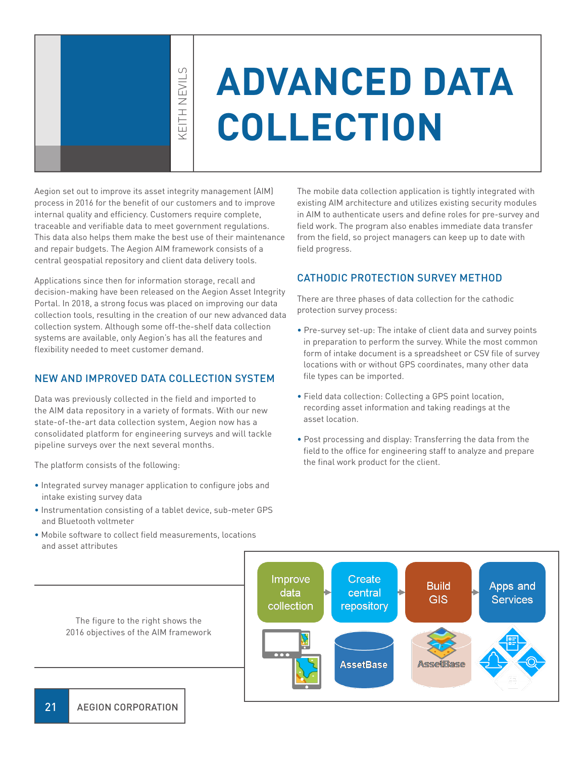# ADVANCED DATA COLLECTION

KEITH NEVILS

Aegion set out to improve its asset integrity management (AIM) process in 2016 for the benefit of our customers and to improve internal quality and efficiency. Customers require complete, traceable and verifiable data to meet government regulations. This data also helps them make the best use of their maintenance and repair budgets. The Aegion AIM framework consists of a central geospatial repository and client data delivery tools.

Applications since then for information storage, recall and decision-making have been released on the Aegion Asset Integrity Portal. In 2018, a strong focus was placed on improving our data collection tools, resulting in the creation of our new advanced data collection system. Although some off-the-shelf data collection systems are available, only Aegion's has all the features and flexibility needed to meet customer demand.

## NEW AND IMPROVED DATA COLLECTION SYSTEM

Data was previously collected in the field and imported to the AIM data repository in a variety of formats. With our new state-of-the-art data collection system, Aegion now has a consolidated platform for engineering surveys and will tackle pipeline surveys over the next several months.

The platform consists of the following:

- Integrated survey manager application to configure jobs and intake existing survey data
- Instrumentation consisting of a tablet device, sub-meter GPS and Bluetooth voltmeter
- Mobile software to collect field measurements, locations and asset attributes

The mobile data collection application is tightly integrated with existing AIM architecture and utilizes existing security modules in AIM to authenticate users and define roles for pre-survey and field work. The program also enables immediate data transfer from the field, so project managers can keep up to date with field progress.

## CATHODIC PROTECTION SURVEY METHOD

There are three phases of data collection for the cathodic protection survey process:

- Pre-survey set-up: The intake of client data and survey points in preparation to perform the survey. While the most common form of intake document is a spreadsheet or CSV file of survey locations with or without GPS coordinates, many other data file types can be imported.
- Field data collection: Collecting a GPS point location, recording asset information and taking readings at the asset location.
- Post processing and display: Transferring the data from the field to the office for engineering staff to analyze and prepare the final work product for the client.

The figure to the right shows the 2016 objectives of the AIM framework

Improve data collection → Create central repository → Build GIS → Apps and Services

AssetBase

AssetBase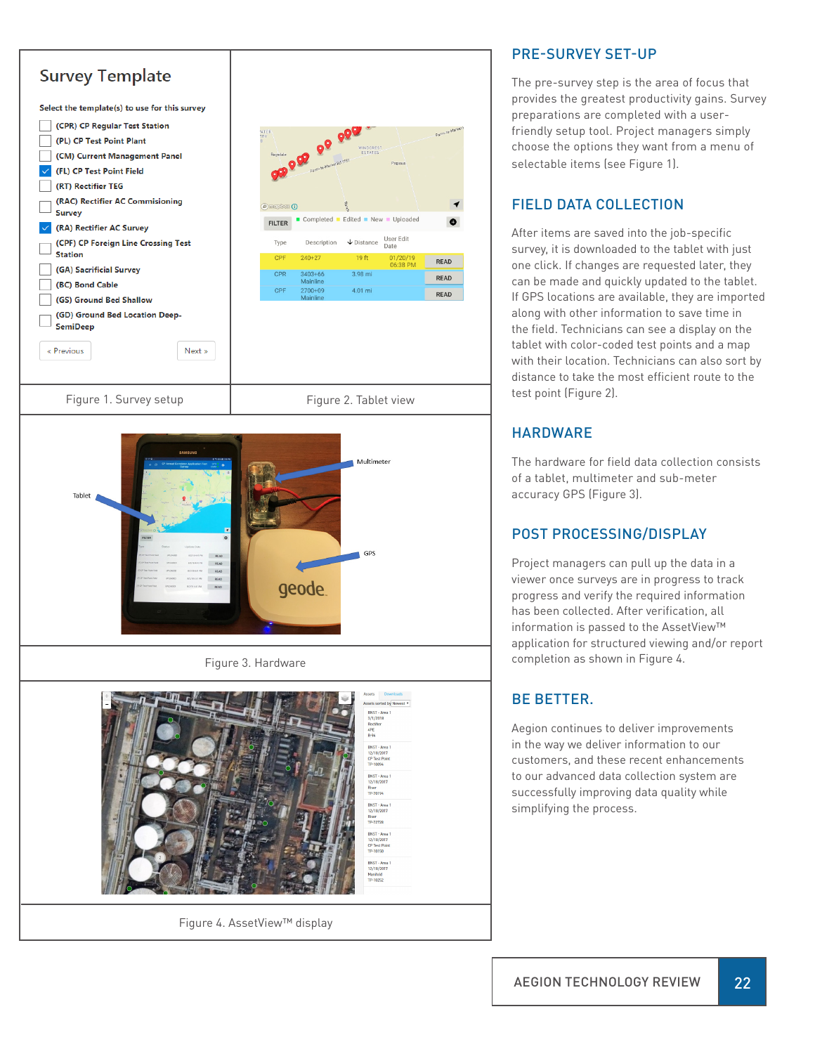## Survey Template

Select the template(s) to use for this survey

- [ ] (CPR) CP Regular Test Station
- [ ] (PL) CP Test Point Plant
- [ ] (CM) Current Management Panel
- [x] (FL) CP Test Point Field
- [ ] (RT) Rectifier TEG
- [ ] (RAC) Rectifier AC Commisioning Survey
- [x] (RA) Rectifier AC Survey
- [ ] (CPF) CP Foreign Line Crossing Test Station
- [ ] (GA) Sacrificial Survey
- [ ] (BC) Bond Cable
- [ ] (GS) Ground Bed Shallow
- [ ] (GD) Ground Bed Location Deep-SemiDeep

« Previous    Next »

Figure 1. Survey setup

FILTER   Completed   Edited   New   Uploaded

| Type | Description | Distance | User Edit Date | |
|---|---|---|---|---|
| CPF | 240+27 | 19 ft | 01/20/19 05:38 PM | READ |
| CPR | 3403+66 Mainline | 3.98 mi | | READ |
| CPF | 2700+09 Mainline | 4.01 mi | | READ |

Figure 2. Tablet view

Tablet

Multimeter

GPS

Figure 3. Hardware

Figure 4. AssetView™ display

## PRE-SURVEY SET-UP

The pre-survey step is the area of focus that provides the greatest productivity gains. Survey preparations are completed with a user-friendly setup tool. Project managers simply choose the options they want from a menu of selectable items (see Figure 1).

## FIELD DATA COLLECTION

After items are saved into the job-specific survey, it is downloaded to the tablet with just one click. If changes are requested later, they can be made and quickly updated to the tablet. If GPS locations are available, they are imported along with other information to save time in the field. Technicians can see a display on the tablet with color-coded test points and a map with their location. Technicians can also sort by distance to take the most efficient route to the test point (Figure 2).

## HARDWARE

The hardware for field data collection consists of a tablet, multimeter and sub-meter accuracy GPS (Figure 3).

## POST PROCESSING/DISPLAY

Project managers can pull up the data in a viewer once surveys are in progress to track progress and verify the required information has been collected. After verification, all information is passed to the AssetView™ application for structured viewing and/or report completion as shown in Figure 4.

## BE BETTER.

Aegion continues to deliver improvements in the way we deliver information to our customers, and these recent enhancements to our advanced data collection system are successfully improving data quality while simplifying the process.